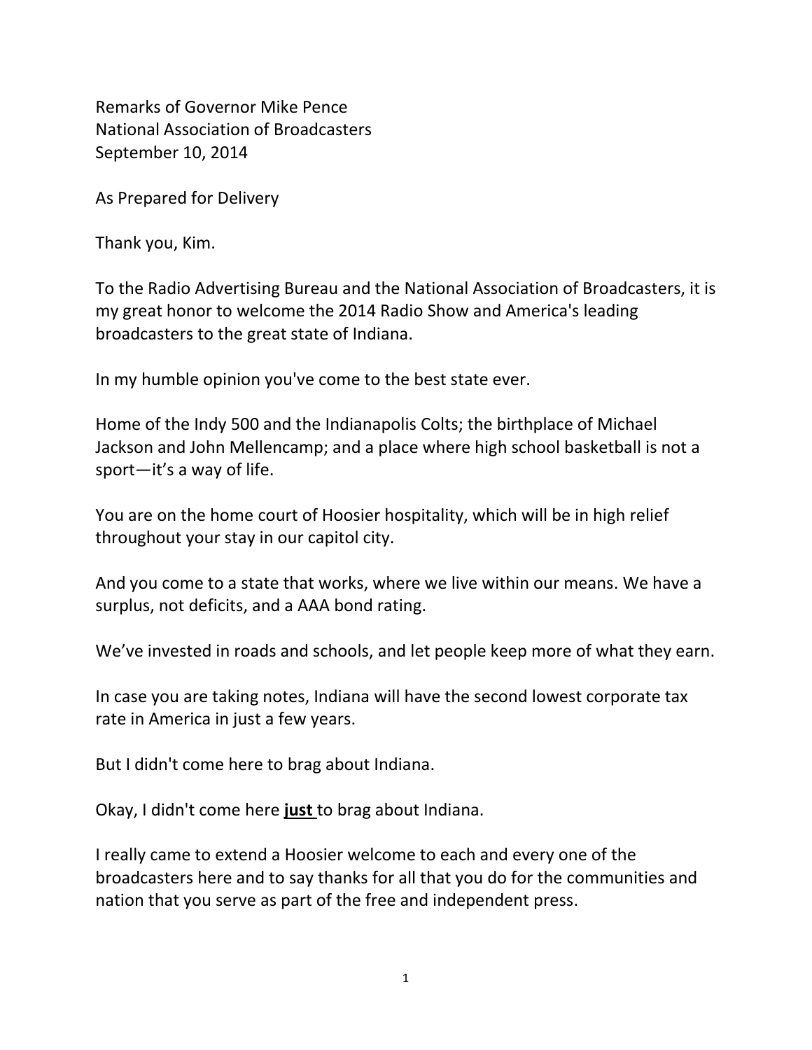Remarks of Governor Mike Pence
National Association of Broadcasters
September 10, 2014

As Prepared for Delivery

Thank you, Kim.

To the Radio Advertising Bureau and the National Association of Broadcasters, it is my great honor to welcome the 2014 Radio Show and America's leading broadcasters to the great state of Indiana.

In my humble opinion you've come to the best state ever.

Home of the Indy 500 and the Indianapolis Colts; the birthplace of Michael Jackson and John Mellencamp; and a place where high school basketball is not a sport—it's a way of life.

You are on the home court of Hoosier hospitality, which will be in high relief throughout your stay in our capitol city.

And you come to a state that works, where we live within our means. We have a surplus, not deficits, and a AAA bond rating.

We've invested in roads and schools, and let people keep more of what they earn.

In case you are taking notes, Indiana will have the second lowest corporate tax rate in America in just a few years.

But I didn't come here to brag about Indiana.

Okay, I didn't come here **<u>just</u>** to brag about Indiana.

I really came to extend a Hoosier welcome to each and every one of the broadcasters here and to say thanks for all that you do for the communities and nation that you serve as part of the free and independent press.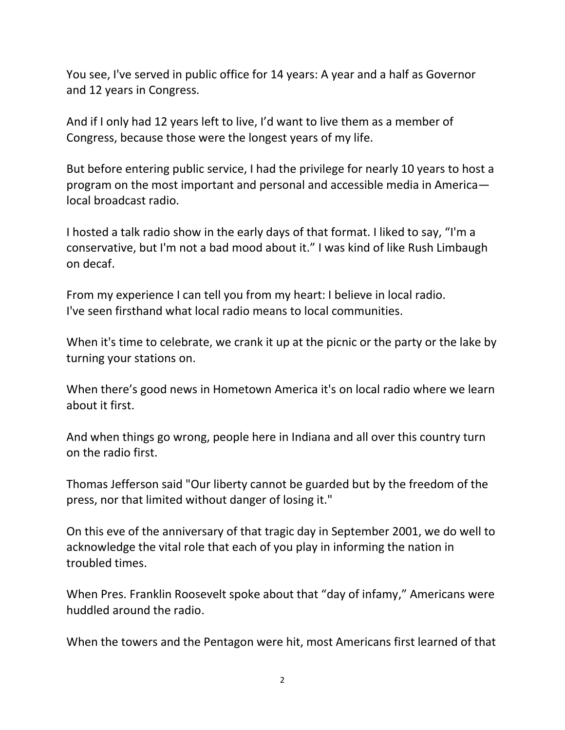You see, I've served in public office for 14 years: A year and a half as Governor and 12 years in Congress.

And if I only had 12 years left to live, I'd want to live them as a member of Congress, because those were the longest years of my life.

But before entering public service, I had the privilege for nearly 10 years to host a program on the most important and personal and accessible media in America—local broadcast radio.

I hosted a talk radio show in the early days of that format. I liked to say, "I'm a conservative, but I'm not a bad mood about it." I was kind of like Rush Limbaugh on decaf.

From my experience I can tell you from my heart: I believe in local radio. I've seen firsthand what local radio means to local communities.

When it's time to celebrate, we crank it up at the picnic or the party or the lake by turning your stations on.

When there's good news in Hometown America it's on local radio where we learn about it first.

And when things go wrong, people here in Indiana and all over this country turn on the radio first.

Thomas Jefferson said "Our liberty cannot be guarded but by the freedom of the press, nor that limited without danger of losing it."

On this eve of the anniversary of that tragic day in September 2001, we do well to acknowledge the vital role that each of you play in informing the nation in troubled times.

When Pres. Franklin Roosevelt spoke about that "day of infamy," Americans were huddled around the radio.

When the towers and the Pentagon were hit, most Americans first learned of that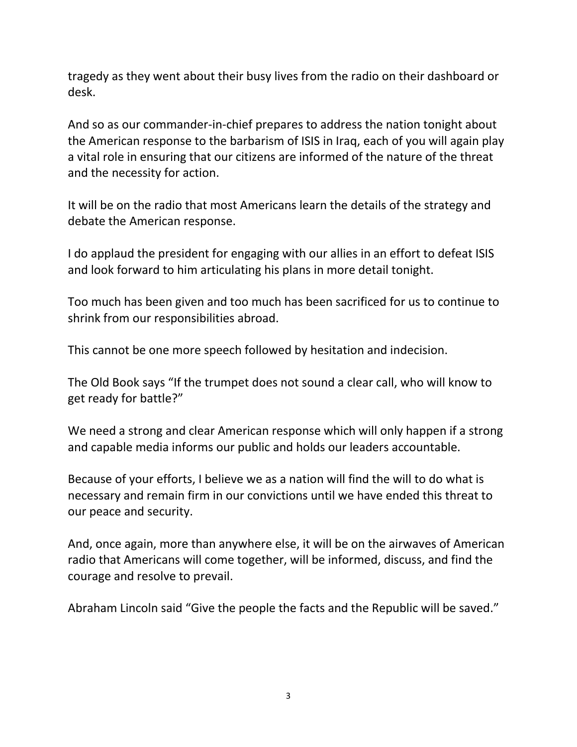tragedy as they went about their busy lives from the radio on their dashboard or desk.

And so as our commander-in-chief prepares to address the nation tonight about the American response to the barbarism of ISIS in Iraq, each of you will again play a vital role in ensuring that our citizens are informed of the nature of the threat and the necessity for action.

It will be on the radio that most Americans learn the details of the strategy and debate the American response.

I do applaud the president for engaging with our allies in an effort to defeat ISIS and look forward to him articulating his plans in more detail tonight.

Too much has been given and too much has been sacrificed for us to continue to shrink from our responsibilities abroad.

This cannot be one more speech followed by hesitation and indecision.

The Old Book says "If the trumpet does not sound a clear call, who will know to get ready for battle?"

We need a strong and clear American response which will only happen if a strong and capable media informs our public and holds our leaders accountable.

Because of your efforts, I believe we as a nation will find the will to do what is necessary and remain firm in our convictions until we have ended this threat to our peace and security.

And, once again, more than anywhere else, it will be on the airwaves of American radio that Americans will come together, will be informed, discuss, and find the courage and resolve to prevail.

Abraham Lincoln said "Give the people the facts and the Republic will be saved."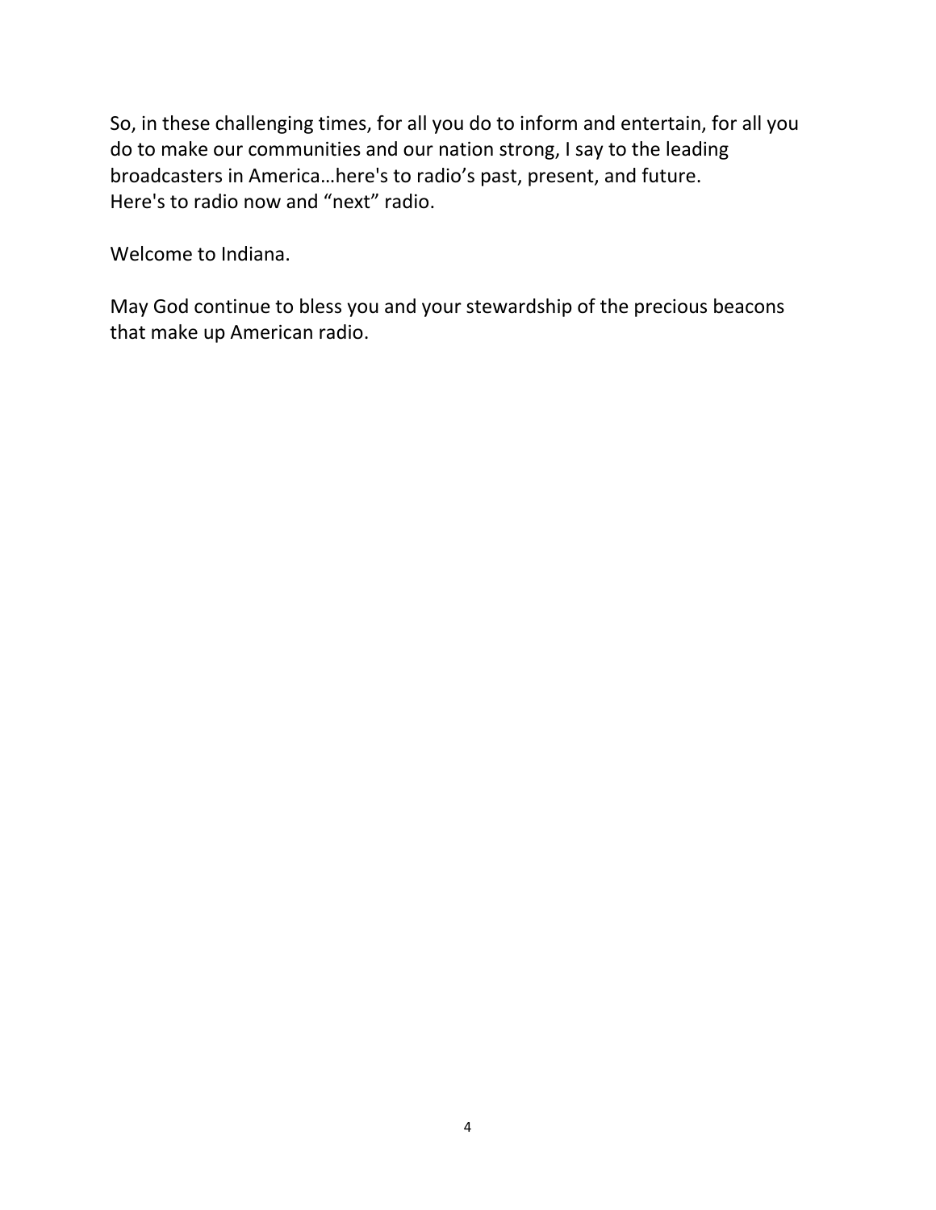So, in these challenging times, for all you do to inform and entertain, for all you do to make our communities and our nation strong, I say to the leading broadcasters in America…here's to radio's past, present, and future.
Here's to radio now and "next" radio.

Welcome to Indiana.

May God continue to bless you and your stewardship of the precious beacons that make up American radio.